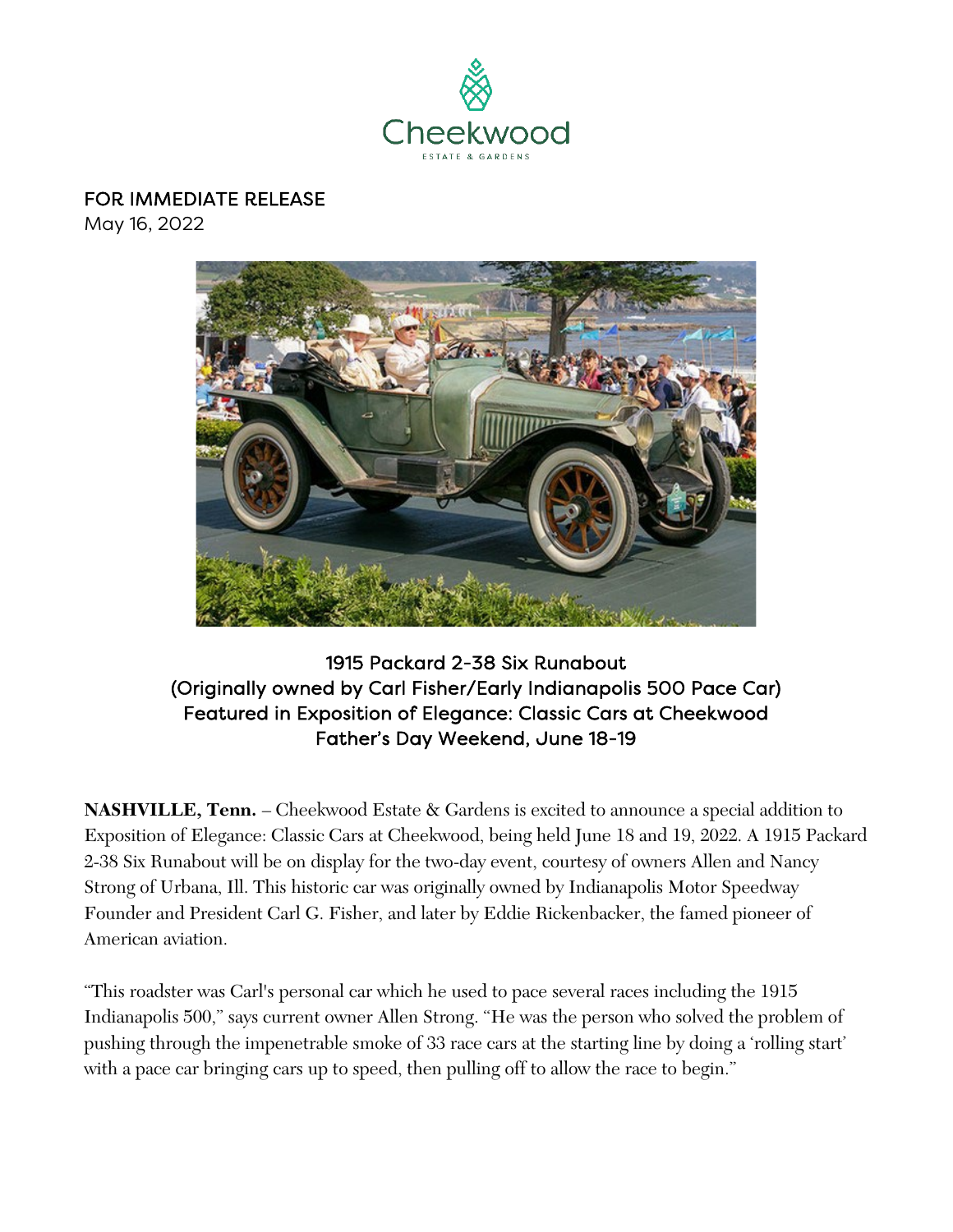Cheekwood

ESTATE & GARDENS

FOR IMMEDIATE RELEASE
May 16, 2022

**1915 Packard 2-38 Six Runabout**
**(Originally owned by Carl Fisher/Early Indianapolis 500 Pace Car)**
**Featured in Exposition of Elegance: Classic Cars at Cheekwood**
**Father's Day Weekend, June 18-19**

**NASHVILLE, Tenn.** – Cheekwood Estate & Gardens is excited to announce a special addition to Exposition of Elegance: Classic Cars at Cheekwood, being held June 18 and 19, 2022. A 1915 Packard 2-38 Six Runabout will be on display for the two-day event, courtesy of owners Allen and Nancy Strong of Urbana, Ill. This historic car was originally owned by Indianapolis Motor Speedway Founder and President Carl G. Fisher, and later by Eddie Rickenbacker, the famed pioneer of American aviation.

"This roadster was Carl's personal car which he used to pace several races including the 1915 Indianapolis 500," says current owner Allen Strong. "He was the person who solved the problem of pushing through the impenetrable smoke of 33 race cars at the starting line by doing a 'rolling start' with a pace car bringing cars up to speed, then pulling off to allow the race to begin."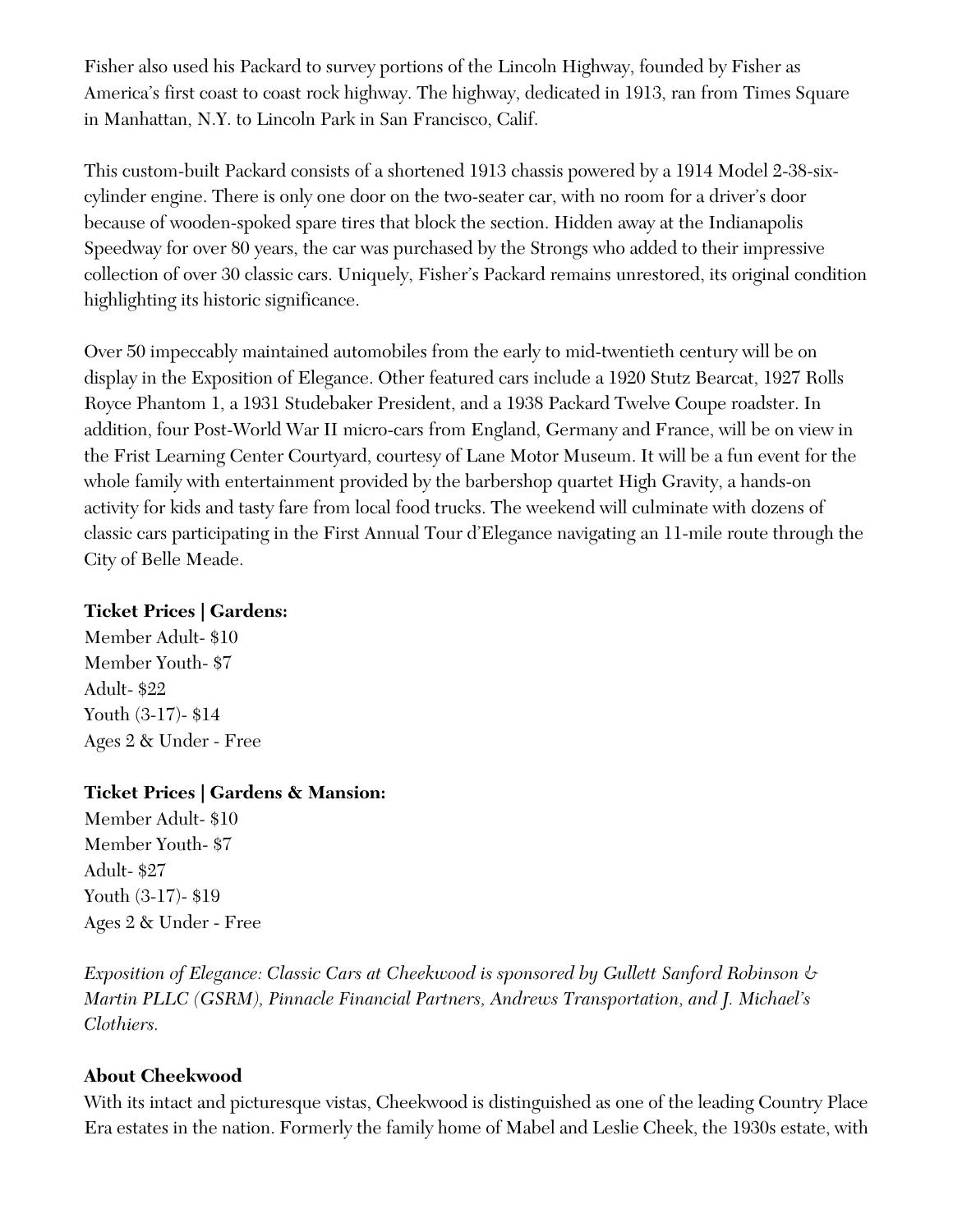Fisher also used his Packard to survey portions of the Lincoln Highway, founded by Fisher as America's first coast to coast rock highway. The highway, dedicated in 1913, ran from Times Square in Manhattan, N.Y. to Lincoln Park in San Francisco, Calif.

This custom-built Packard consists of a shortened 1913 chassis powered by a 1914 Model 2-38-six-cylinder engine. There is only one door on the two-seater car, with no room for a driver's door because of wooden-spoked spare tires that block the section. Hidden away at the Indianapolis Speedway for over 80 years, the car was purchased by the Strongs who added to their impressive collection of over 30 classic cars. Uniquely, Fisher's Packard remains unrestored, its original condition highlighting its historic significance.

Over 50 impeccably maintained automobiles from the early to mid-twentieth century will be on display in the Exposition of Elegance. Other featured cars include a 1920 Stutz Bearcat, 1927 Rolls Royce Phantom 1, a 1931 Studebaker President, and a 1938 Packard Twelve Coupe roadster. In addition, four Post-World War II micro-cars from England, Germany and France, will be on view in the Frist Learning Center Courtyard, courtesy of Lane Motor Museum. It will be a fun event for the whole family with entertainment provided by the barbershop quartet High Gravity, a hands-on activity for kids and tasty fare from local food trucks. The weekend will culminate with dozens of classic cars participating in the First Annual Tour d'Elegance navigating an 11-mile route through the City of Belle Meade.

**Ticket Prices | Gardens:**
Member Adult- $10
Member Youth- $7
Adult- $22
Youth (3-17)- $14
Ages 2 & Under - Free

**Ticket Prices | Gardens & Mansion:**
Member Adult- $10
Member Youth- $7
Adult- $27
Youth (3-17)- $19
Ages 2 & Under - Free

*Exposition of Elegance: Classic Cars at Cheekwood is sponsored by Gullett Sanford Robinson & Martin PLLC (GSRM), Pinnacle Financial Partners, Andrews Transportation, and J. Michael's Clothiers.*

**About Cheekwood**
With its intact and picturesque vistas, Cheekwood is distinguished as one of the leading Country Place Era estates in the nation. Formerly the family home of Mabel and Leslie Cheek, the 1930s estate, with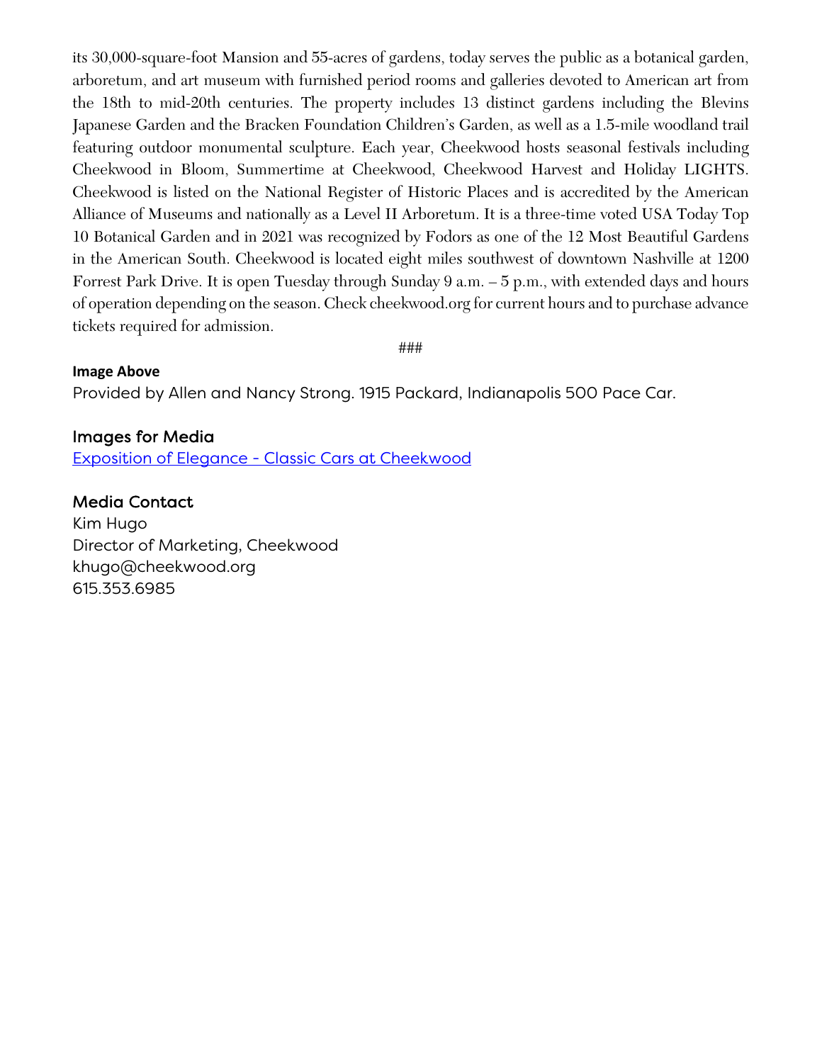its 30,000-square-foot Mansion and 55-acres of gardens, today serves the public as a botanical garden, arboretum, and art museum with furnished period rooms and galleries devoted to American art from the 18th to mid-20th centuries. The property includes 13 distinct gardens including the Blevins Japanese Garden and the Bracken Foundation Children's Garden, as well as a 1.5-mile woodland trail featuring outdoor monumental sculpture. Each year, Cheekwood hosts seasonal festivals including Cheekwood in Bloom, Summertime at Cheekwood, Cheekwood Harvest and Holiday LIGHTS. Cheekwood is listed on the National Register of Historic Places and is accredited by the American Alliance of Museums and nationally as a Level II Arboretum. It is a three-time voted USA Today Top 10 Botanical Garden and in 2021 was recognized by Fodors as one of the 12 Most Beautiful Gardens in the American South. Cheekwood is located eight miles southwest of downtown Nashville at 1200 Forrest Park Drive. It is open Tuesday through Sunday 9 a.m. – 5 p.m., with extended days and hours of operation depending on the season. Check cheekwood.org for current hours and to purchase advance tickets required for admission.

###

**Image Above**

Provided by Allen and Nancy Strong. 1915 Packard, Indianapolis 500 Pace Car.

### Images for Media

Exposition of Elegance - Classic Cars at Cheekwood

### Media Contact

Kim Hugo
Director of Marketing, Cheekwood
khugo@cheekwood.org
615.353.6985